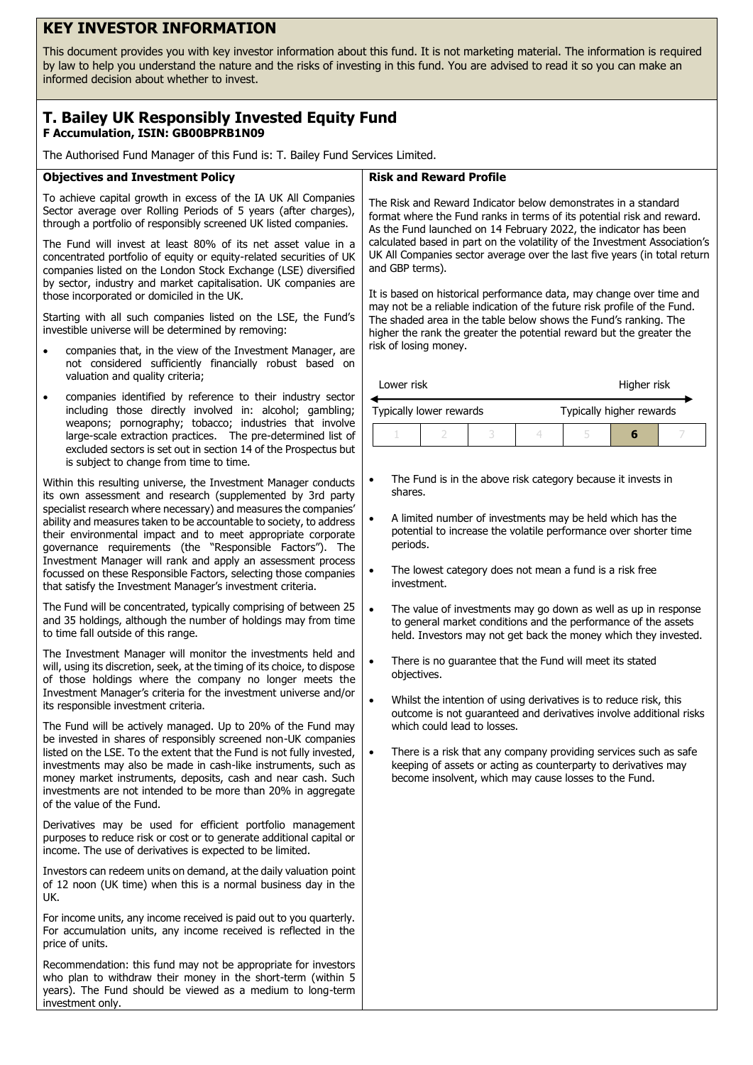# KEY INVESTOR INFORMATION

This document provides you with key investor information about this fund. It is not marketing material. The information is required by law to help you understand the nature and the risks of investing in this fund. You are advised to read it so you can make an informed decision about whether to invest.

## T. Bailey UK Responsibly Invested Equity Fund

**F Accumulation, ISIN: GB00BPRB1N09**

The Authorised Fund Manager of this Fund is: T. Bailey Fund Services Limited.

### Objectives and Investment Policy

To achieve capital growth in excess of the IA UK All Companies Sector average over Rolling Periods of 5 years (after charges), through a portfolio of responsibly screened UK listed companies.

The Fund will invest at least 80% of its net asset value in a concentrated portfolio of equity or equity-related securities of UK companies listed on the London Stock Exchange (LSE) diversified by sector, industry and market capitalisation. UK companies are those incorporated or domiciled in the UK.

Starting with all such companies listed on the LSE, the Fund's investible universe will be determined by removing:

- companies that, in the view of the Investment Manager, are not considered sufficiently financially robust based on valuation and quality criteria;
- companies identified by reference to their industry sector including those directly involved in: alcohol; gambling; weapons; pornography; tobacco; industries that involve large-scale extraction practices. The pre-determined list of excluded sectors is set out in section 14 of the Prospectus but is subject to change from time to time.

Within this resulting universe, the Investment Manager conducts its own assessment and research (supplemented by 3rd party specialist research where necessary) and measures the companies' ability and measures taken to be accountable to society, to address their environmental impact and to meet appropriate corporate governance requirements (the "Responsible Factors"). The Investment Manager will rank and apply an assessment process focussed on these Responsible Factors, selecting those companies that satisfy the Investment Manager's investment criteria.

The Fund will be concentrated, typically comprising of between 25 and 35 holdings, although the number of holdings may from time to time fall outside of this range.

The Investment Manager will monitor the investments held and will, using its discretion, seek, at the timing of its choice, to dispose of those holdings where the company no longer meets the Investment Manager's criteria for the investment universe and/or its responsible investment criteria.

The Fund will be actively managed. Up to 20% of the Fund may be invested in shares of responsibly screened non-UK companies listed on the LSE. To the extent that the Fund is not fully invested, investments may also be made in cash-like instruments, such as money market instruments, deposits, cash and near cash. Such investments are not intended to be more than 20% in aggregate of the value of the Fund.

Derivatives may be used for efficient portfolio management purposes to reduce risk or cost or to generate additional capital or income. The use of derivatives is expected to be limited.

Investors can redeem units on demand, at the daily valuation point of 12 noon (UK time) when this is a normal business day in the UK.

For income units, any income received is paid out to you quarterly. For accumulation units, any income received is reflected in the price of units.

Recommendation: this fund may not be appropriate for investors who plan to withdraw their money in the short-term (within 5 years). The Fund should be viewed as a medium to long-term investment only.

### Risk and Reward Profile

The Risk and Reward Indicator below demonstrates in a standard format where the Fund ranks in terms of its potential risk and reward. As the Fund launched on 14 February 2022, the indicator has been calculated based in part on the volatility of the Investment Association's UK All Companies sector average over the last five years (in total return and GBP terms).

It is based on historical performance data, may change over time and may not be a reliable indication of the future risk profile of the Fund. The shaded area in the table below shows the Fund's ranking. The higher the rank the greater the potential reward but the greater the risk of losing money.

| Lower risk | | | | | | Higher risk |
|---|---|---|---|---|---|---|
| Typically lower rewards | | | | | | Typically higher rewards |
| 1 | 2 | 3 | 4 | 5 | **6** | 7 |

- The Fund is in the above risk category because it invests in shares.
- A limited number of investments may be held which has the potential to increase the volatile performance over shorter time periods.
- The lowest category does not mean a fund is a risk free investment.
- The value of investments may go down as well as up in response to general market conditions and the performance of the assets held. Investors may not get back the money which they invested.
- There is no guarantee that the Fund will meet its stated objectives.
- Whilst the intention of using derivatives is to reduce risk, this outcome is not guaranteed and derivatives involve additional risks which could lead to losses.
- There is a risk that any company providing services such as safe keeping of assets or acting as counterparty to derivatives may become insolvent, which may cause losses to the Fund.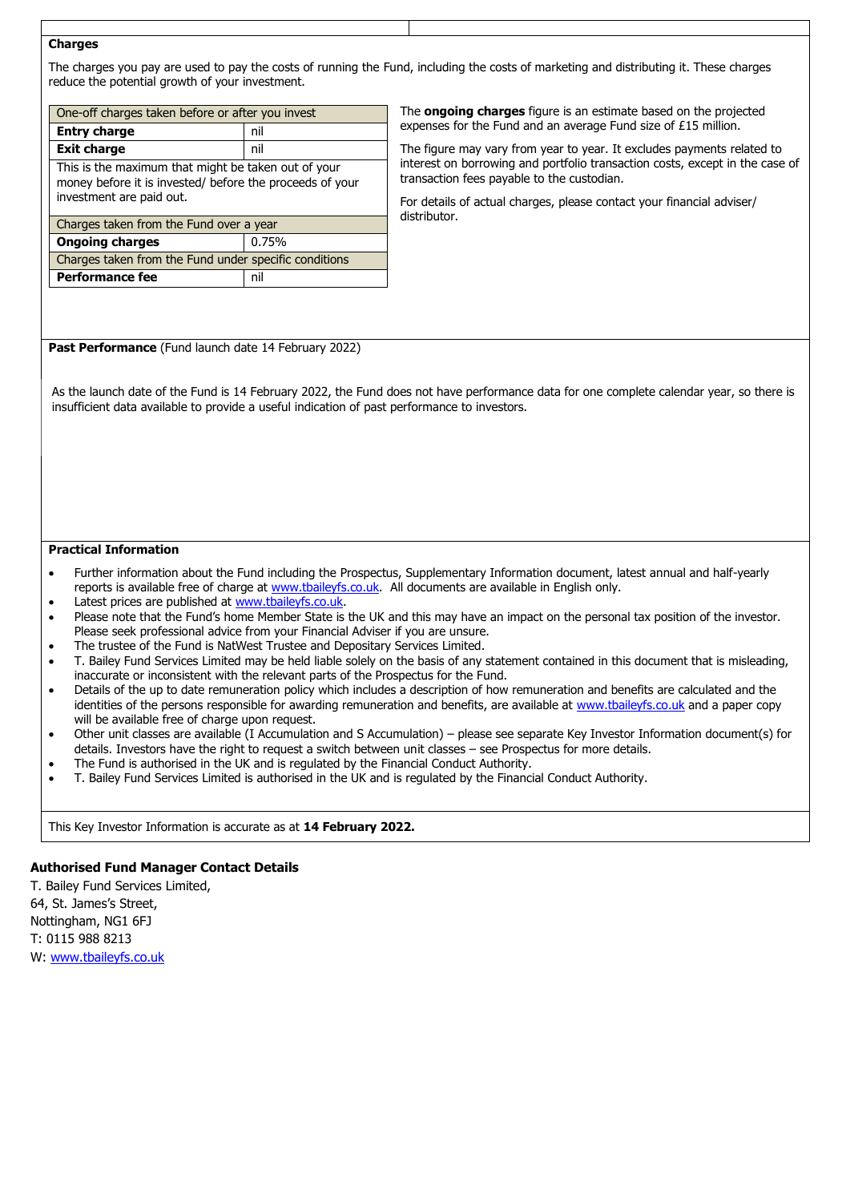## Charges

The charges you pay are used to pay the costs of running the Fund, including the costs of marketing and distributing it. These charges reduce the potential growth of your investment.

| One-off charges taken before or after you invest | |
|---|---|
| **Entry charge** | nil |
| **Exit charge** | nil |
| This is the maximum that might be taken out of your money before it is invested/ before the proceeds of your investment are paid out. | |
| Charges taken from the Fund over a year | |
| **Ongoing charges** | 0.75% |
| Charges taken from the Fund under specific conditions | |
| **Performance fee** | nil |

The **ongoing charges** figure is an estimate based on the projected expenses for the Fund and an average Fund size of £15 million.

The figure may vary from year to year. It excludes payments related to interest on borrowing and portfolio transaction costs, except in the case of transaction fees payable to the custodian.

For details of actual charges, please contact your financial adviser/ distributor.

## Past Performance (Fund launch date 14 February 2022)

As the launch date of the Fund is 14 February 2022, the Fund does not have performance data for one complete calendar year, so there is insufficient data available to provide a useful indication of past performance to investors.

## Practical Information

- Further information about the Fund including the Prospectus, Supplementary Information document, latest annual and half-yearly reports is available free of charge at www.tbaileyfs.co.uk. All documents are available in English only.
- Latest prices are published at www.tbaileyfs.co.uk.
- Please note that the Fund's home Member State is the UK and this may have an impact on the personal tax position of the investor. Please seek professional advice from your Financial Adviser if you are unsure.
- The trustee of the Fund is NatWest Trustee and Depositary Services Limited.
- T. Bailey Fund Services Limited may be held liable solely on the basis of any statement contained in this document that is misleading, inaccurate or inconsistent with the relevant parts of the Prospectus for the Fund.
- Details of the up to date remuneration policy which includes a description of how remuneration and benefits are calculated and the identities of the persons responsible for awarding remuneration and benefits, are available at www.tbaileyfs.co.uk and a paper copy will be available free of charge upon request.
- Other unit classes are available (I Accumulation and S Accumulation) – please see separate Key Investor Information document(s) for details. Investors have the right to request a switch between unit classes – see Prospectus for more details.
- The Fund is authorised in the UK and is regulated by the Financial Conduct Authority.
- T. Bailey Fund Services Limited is authorised in the UK and is regulated by the Financial Conduct Authority.

This Key Investor Information is accurate as at **14 February 2022.**

**Authorised Fund Manager Contact Details**

T. Bailey Fund Services Limited,
64, St. James's Street,
Nottingham, NG1 6FJ
T: 0115 988 8213
W: www.tbaileyfs.co.uk